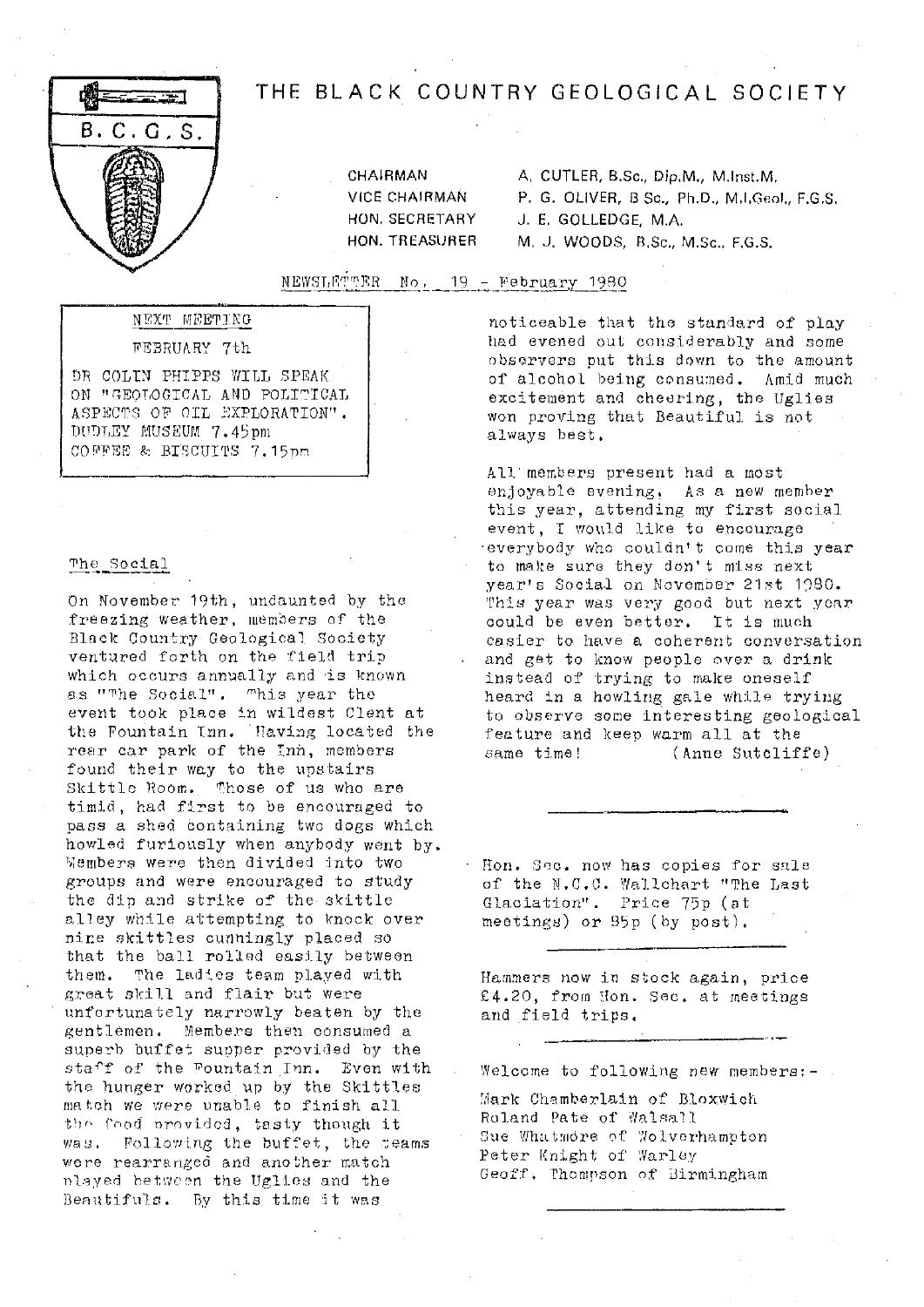# THE BLACK COUNTRY GEOLOGICAL SOCIETY

B.C.G.S.

| | |
|---|---|
| CHAIRMAN | A. CUTLER, B.Sc., Dip.M., M.Inst.M. |
| VICE CHAIRMAN | P. G. OLIVER, B Sc., Ph.D., M.I.Geol., F.G.S. |
| HON. SECRETARY | J. E. GOLLEDGE, M.A. |
| HON. TREASURER | M. J. WOODS, B.Sc., M.Sc., F.G.S. |

NEWSLETTER No. 19 - February 1980

## NEXT MEETING

FEBRUARY 7th

DR COLIN PHIPPS WILL SPEAK ON "GEOLOGICAL AND POLITICAL ASPECTS OF OIL EXPLORATION". DUDLEY MUSEUM 7.45pm COFFEE & BISCUITS 7.15pm

## The Social

On November 19th, undaunted by the freezing weather, members of the Black Country Geological Society ventured forth on the field trip which occurs annually and is known as "The Social". This year the event took place in wildest Clent at the Fountain Inn. Having located the rear car park of the Inn, members found their way to the upstairs Skittle Room. Those of us who are timid, had first to be encouraged to pass a shed containing two dogs which howled furiously when anybody went by. Members were then divided into two groups and were encouraged to study the dip and strike of the skittle alley while attempting to knock over nine skittles cunningly placed so that the ball rolled easily between them. The ladies team played with great skill and flair but were unfortunately narrowly beaten by the gentlemen. Members then consumed a superb buffet supper provided by the staff of the Fountain Inn. Even with the hunger worked up by the Skittles match we were unable to finish all the food provided, tasty though it was. Following the buffet, the teams were rearranged and another match played between the Uglies and the Beautifuls. By this time it was noticeable that the standard of play had evened out considerably and some observers put this down to the amount of alcohol being consumed. Amid much excitement and cheering, the Uglies won proving that Beautiful is not always best.

All members present had a most enjoyable evening. As a new member this year, attending my first social event, I would like to encourage everybody who couldn't come this year to make sure they don't miss next year's Social on November 21st 1980. This year was very good but next year could be even better. It is much easier to have a coherent conversation and get to know people over a drink instead of trying to make oneself heard in a howling gale while trying to observe some interesting geological feature and keep warm all at the same time! (Anne Sutcliffe)

---

Hon. Sec. now has copies for sale of the N.C.C. Wallchart "The Last Glaciation". Price 75p (at meetings) or 85p (by post).

---

Hammers now in stock again, price £4.20, from Hon. Sec. at meetings and field trips.

---

Welcome to following new members:-

Mark Chamberlain of Bloxwich
Roland Pate of Walsall
Sue Whatmore of Wolverhampton
Peter Knight of Warley
Geoff. Thompson of Birmingham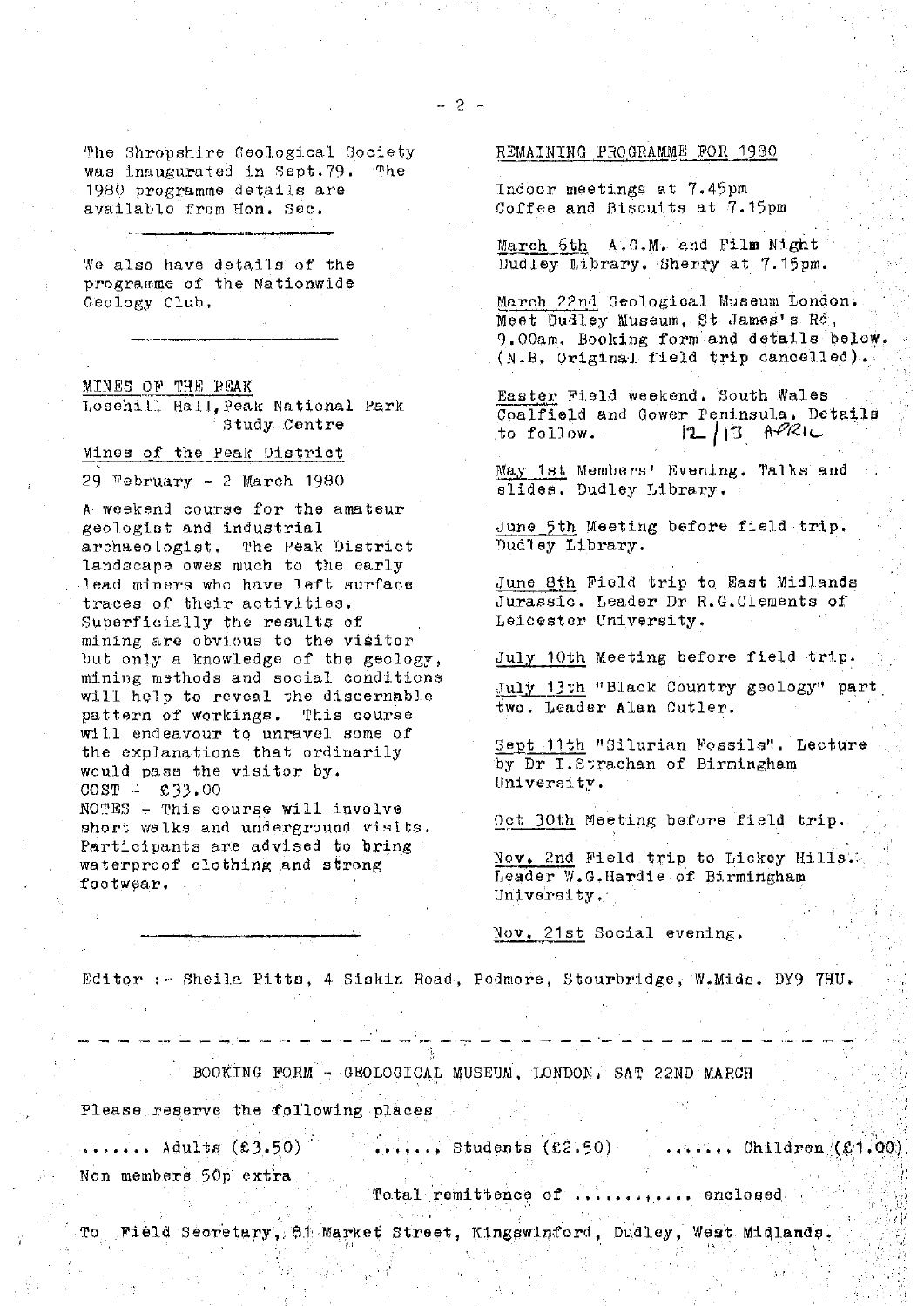The Shropshire Geological Society was inaugurated in Sept.79. The 1980 programme details are available from Hon. Sec.

---

We also have details of the programme of the Nationwide Geology Club.

---

MINES OF THE PEAK
Losehill Hall, Peak National Park Study Centre

Mines of the Peak District

29 February - 2 March 1980

A weekend course for the amateur geologist and industrial archaeologist. The Peak District landscape owes much to the early lead miners who have left surface traces of their activities. Superficially the results of mining are obvious to the visitor but only a knowledge of the geology, mining methods and social conditions will help to reveal the discernable pattern of workings. This course will endeavour to unravel some of the explanations that ordinarily would pass the visitor by.
COST - £33.00
NOTES - This course will involve short walks and underground visits. Participants are advised to bring waterproof clothing and strong footwear.

---

REMAINING PROGRAMME FOR 1980

Indoor meetings at 7.45pm
Coffee and Biscuits at 7.15pm

March 6th A.G.M. and Film Night Dudley Library. Sherry at 7.15pm.

March 22nd Geological Museum London. Meet Dudley Museum, St James's Rd, 9.00am. Booking form and details below. (N.B. Original field trip cancelled).

Easter Field weekend. South Wales Coalfield and Gower Peninsula. Details to follow. 12/13 APRIL

May 1st Members' Evening. Talks and slides. Dudley Library.

June 5th Meeting before field trip. Dudley Library.

June 8th Field trip to East Midlands Jurassic. Leader Dr R.G.Clements of Leicester University.

July 10th Meeting before field trip.

July 13th "Black Country geology" part two. Leader Alan Cutler.

Sept 11th "Silurian Fossils". Lecture by Dr I.Strachan of Birmingham University.

Oct 30th Meeting before field trip.

Nov. 2nd Field trip to Lickey Hills. Leader W.G.Hardie of Birmingham University.

Nov. 21st Social evening.

---

Editor :- Sheila Pitts, 4 Siskin Road, Pedmore, Stourbridge, W.Mids. DY9 7HU.

---

BOOKING FORM - GEOLOGICAL MUSEUM, LONDON. SAT 22ND MARCH

Please reserve the following places

....... Adults (£3.50) ....... Students (£2.50) ....... Children (£1.00)

Non members 50p extra

Total remittence of ........... enclosed

To Field Secretary, 81 Market Street, Kingswinford, Dudley, West Midlands.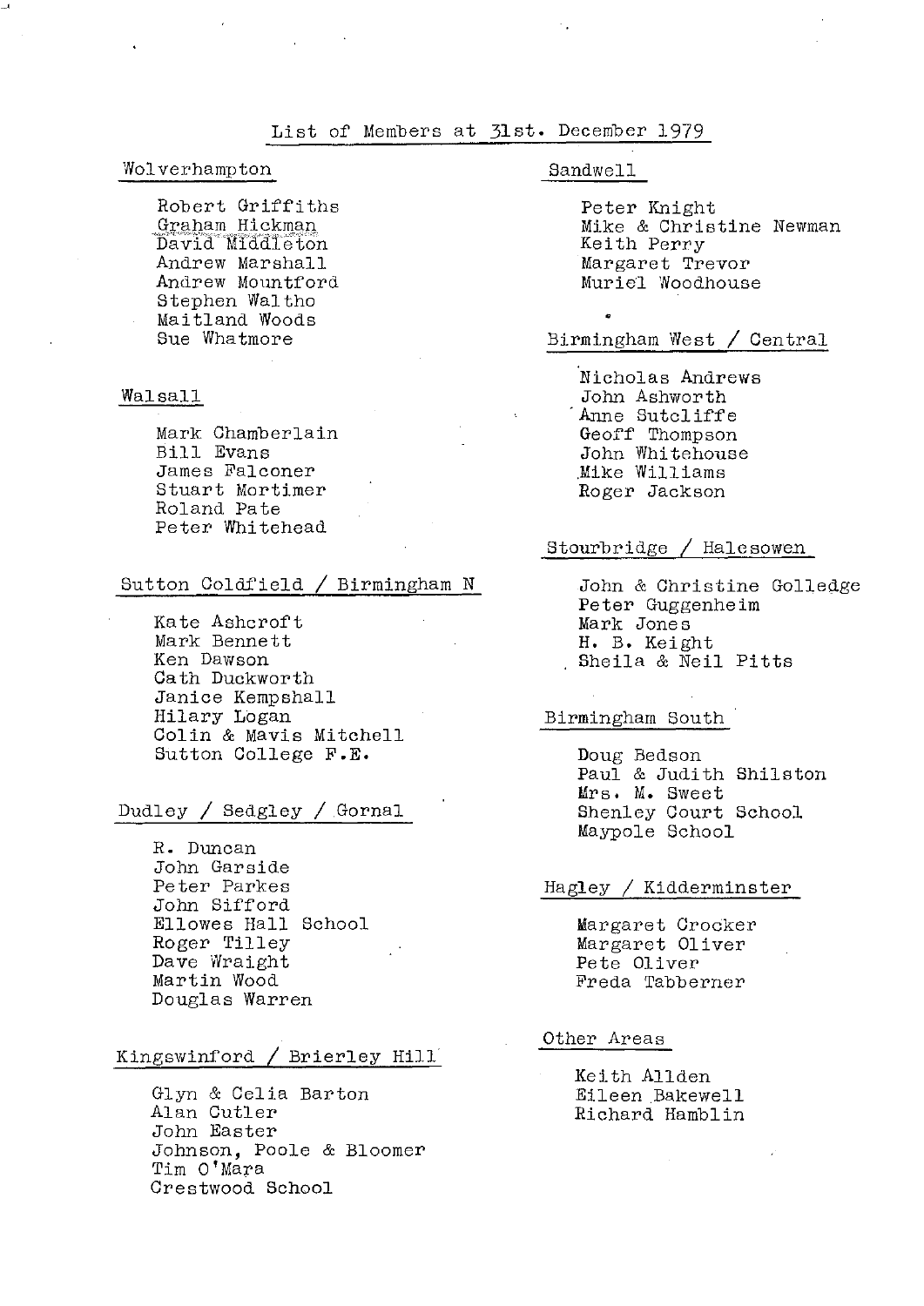## List of Members at 31st. December 1979

### Wolverhampton

Robert Griffiths
Graham Hickman
David Middleton
Andrew Marshall
Andrew Mountford
Stephen Waltho
Maitland Woods
Sue Whatmore

### Walsall

Mark Chamberlain
Bill Evans
James Falconer
Stuart Mortimer
Roland Pate
Peter Whitehead

### Sutton Coldfield / Birmingham N

Kate Ashcroft
Mark Bennett
Ken Dawson
Cath Duckworth
Janice Kempshall
Hilary Logan
Colin & Mavis Mitchell
Sutton College F.E.

### Dudley / Sedgley / Gornal

R. Duncan
John Garside
Peter Parkes
John Sifford
Ellowes Hall School
Roger Tilley
Dave Wraight
Martin Wood
Douglas Warren

### Kingswinford / Brierley Hill

Glyn & Celia Barton
Alan Cutler
John Easter
Johnson, Poole & Bloomer
Tim O'Mara
Crestwood School

### Sandwell

Peter Knight
Mike & Christine Newman
Keith Perry
Margaret Trevor
Muriel Woodhouse

### Birmingham West / Central

Nicholas Andrews
John Ashworth
Anne Sutcliffe
Geoff Thompson
John Whitehouse
Mike Williams
Roger Jackson

### Stourbridge / Halesowen

John & Christine Golledge
Peter Guggenheim
Mark Jones
H. B. Keight
Sheila & Neil Pitts

### Birmingham South

Doug Bedson
Paul & Judith Shilston
Mrs. M. Sweet
Shenley Court School
Maypole School

### Hagley / Kidderminster

Margaret Crocker
Margaret Oliver
Pete Oliver
Freda Tabberner

### Other Areas

Keith Allden
Eileen Bakewell
Richard Hamblin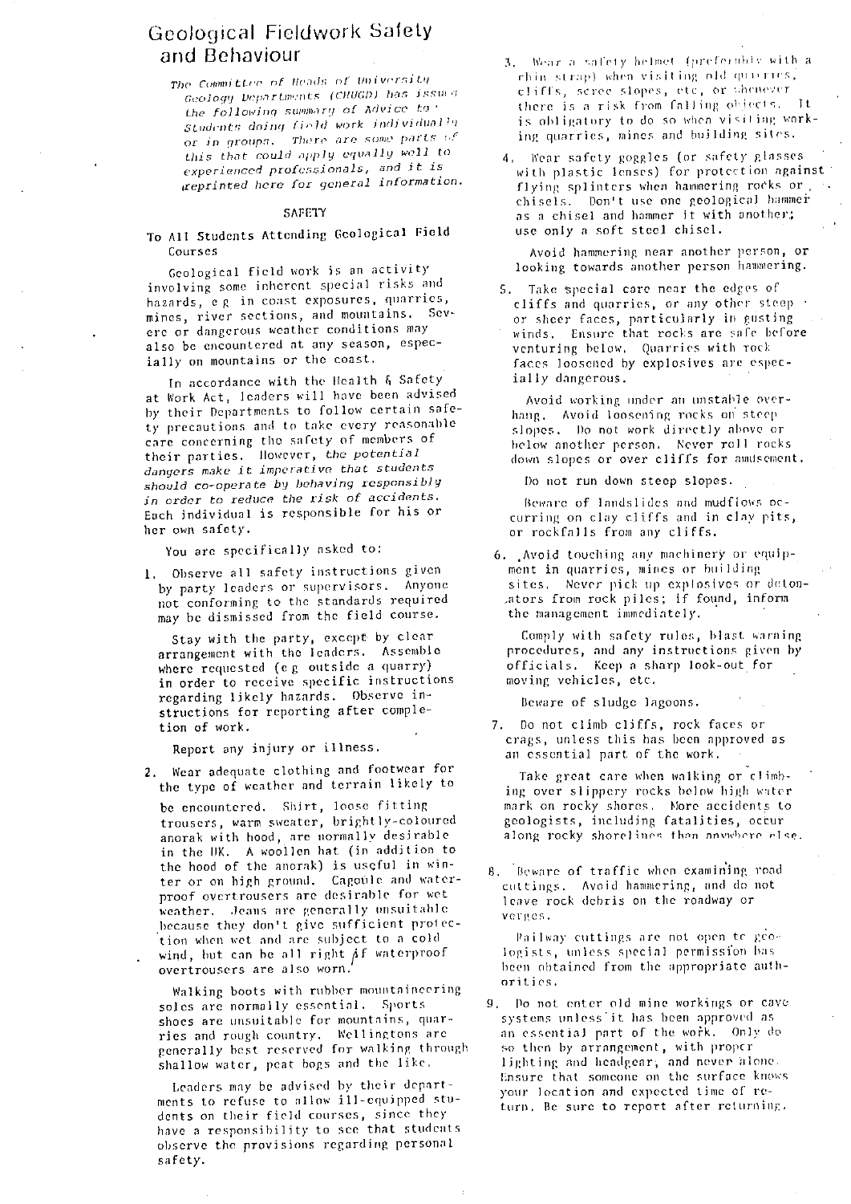# Geological Fieldwork Safety and Behaviour

*The Committee of Heads of University Geology Departments (CHUGD) has issued the following summary of Advice to Students doing field work individually or in groups. There are some parts of this that could apply equally well to experienced professionals, and it is reprinted here for general information.*

## SAFETY

### To All Students Attending Geological Field Courses

Geological field work is an activity involving some inherent special risks and hazards, e g in coast exposures, quarries, mines, river sections, and mountains. Severe or dangerous weather conditions may also be encountered at any season, especially on mountains or the coast.

In accordance with the Health & Safety at Work Act, leaders will have been advised by their Departments to follow certain safety precautions and to take every reasonable care concerning the safety of members of their parties. However, *the potential dangers make it imperative that students should co-operate by behaving responsibly in order to reduce the risk of accidents.* Each individual is responsible for his or her own safety.

You are specifically asked to:

1. Observe all safety instructions given by party leaders or supervisors. Anyone not conforming to the standards required may be dismissed from the field course.

   Stay with the party, except by clear arrangement with the leaders. Assemble where requested (e g outside a quarry) in order to receive specific instructions regarding likely hazards. Observe instructions for reporting after completion of work.

   Report any injury or illness.

2. Wear adequate clothing and footwear for the type of weather and terrain likely to be encountered. Shirt, loose fitting trousers, warm sweater, brightly-coloured anorak with hood, are normally desirable in the UK. A woollen hat (in addition to the hood of the anorak) is useful in winter or on high ground. Cagoule and waterproof overtrousers are desirable for wet weather. Jeans are generally unsuitable because they don't give sufficient protection when wet and are subject to a cold wind, but can be all right if waterproof overtrousers are also worn.

   Walking boots with rubber mountaineering soles are normally essential. Sports shoes are unsuitable for mountains, quarries and rough country. Wellingtons are generally best reserved for walking through shallow water, peat bogs and the like.

   Leaders may be advised by their departments to refuse to allow ill-equipped students on their field courses, since they have a responsibility to see that students observe the provisions regarding personal safety.

3. Wear a safety helmet (preferably with a chin strap) when visiting old quarries, cliffs, scree slopes, etc, or whenever there is a risk from falling objects. It is obligatory to do so when visiting working quarries, mines and building sites.

4. Wear safety goggles (or safety glasses with plastic lenses) for protection against flying splinters when hammering rocks or chisels. Don't use one geological hammer as a chisel and hammer it with another; use only a soft steel chisel.

   Avoid hammering near another person, or looking towards another person hammering.

5. Take special care near the edges of cliffs and quarries, or any other steep or sheer faces, particularly in gusting winds. Ensure that rocks are safe before venturing below. Quarries with rock faces loosened by explosives are especially dangerous.

   Avoid working under an unstable overhang. Avoid loosening rocks on steep slopes. Do not work directly above or below another person. Never roll rocks down slopes or over cliffs for amusement.

   Do not run down steep slopes.

   Beware of landslides and mudflows occurring on clay cliffs and in clay pits, or rockfalls from any cliffs.

6. Avoid touching any machinery or equipment in quarries, mines or building sites. Never pick up explosives or detonators from rock piles; if found, inform the management immediately.

   Comply with safety rules, blast warning procedures, and any instructions given by officials. Keep a sharp look-out for moving vehicles, etc.

   Beware of sludge lagoons.

7. Do not climb cliffs, rock faces or crags, unless this has been approved as an essential part of the work.

   Take great care when walking or climbing over slippery rocks below high water mark on rocky shores. More accidents to geologists, including fatalities, occur along rocky shorelines than anywhere else.

8. Beware of traffic when examining road cuttings. Avoid hammering, and do not leave rock debris on the roadway or verges.

   Railway cuttings are not open to geologists, unless special permission has been obtained from the appropriate authorities.

9. Do not enter old mine workings or cave systems unless it has been approved as an essential part of the work. Only do so then by arrangement, with proper lighting and headgear, and never alone. Ensure that someone on the surface knows your location and expected time of return. Be sure to report after returning.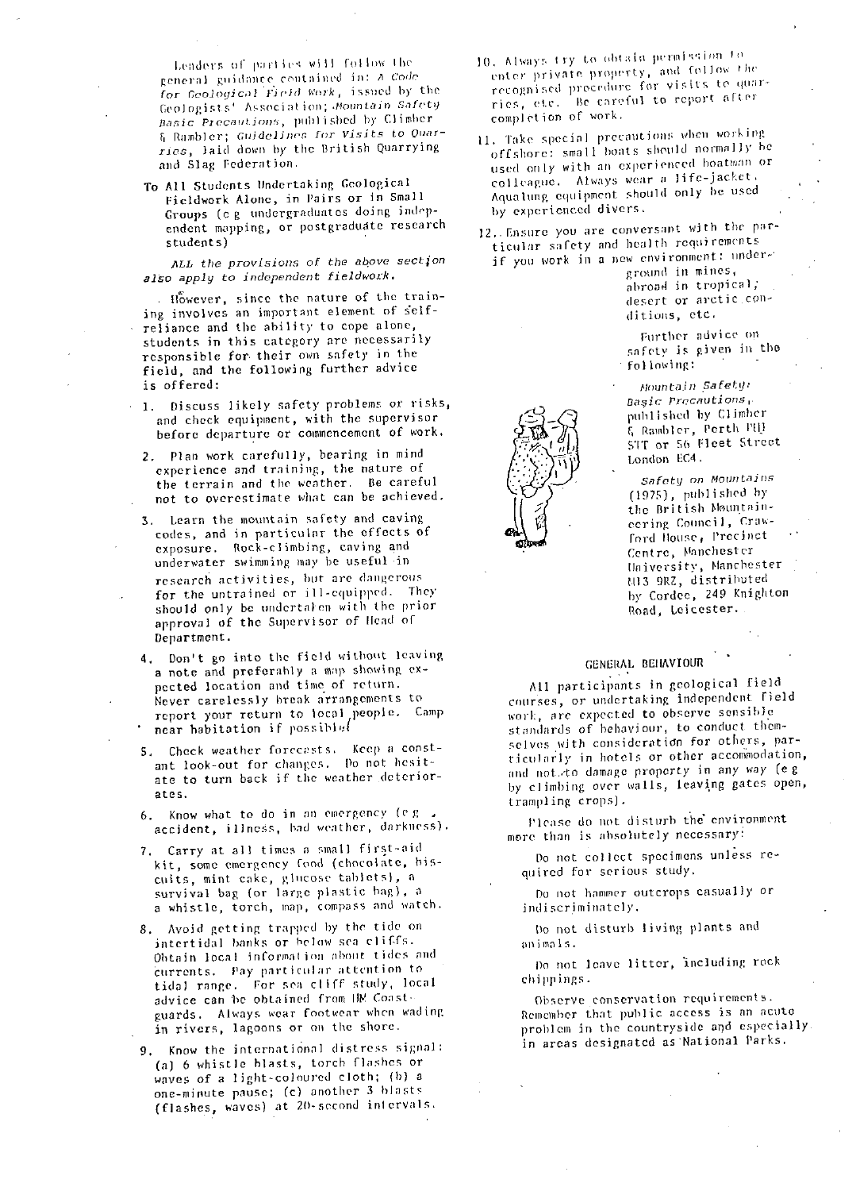Leaders of parties will follow the general guidance contained in: *A Code for Geological Field Work*, issued by the Geologists' Association; *Mountain Safety Basic Precautions*, published by Climber & Rambler; *Guidelines for Visits to Quarries*, laid down by the British Quarrying and Slag Federation.

**To All Students Undertaking Geological Fieldwork Alone, in Pairs or in Small Groups (e g undergraduates doing independent mapping, or postgraduate research students)**

*ALL the provisions of the above section also apply to independent fieldwork.*

However, since the nature of the training involves an important element of self-reliance and the ability to cope alone, students in this category are necessarily responsible for their own safety in the field, and the following further advice is offered:

1. Discuss likely safety problems or risks, and check equipment, with the supervisor before departure or commencement of work.
2. Plan work carefully, bearing in mind experience and training, the nature of the terrain and the weather. Be careful not to overestimate what can be achieved.
3. Learn the mountain safety and caving codes, and in particular the effects of exposure. Rock-climbing, caving and underwater swimming may be useful in research activities, but are dangerous for the untrained or ill-equipped. They should only be undertaken with the prior approval of the Supervisor of Head of Department.
4. Don't go into the field without leaving a note and preferably a map showing expected location and time of return. Never carelessly break arrangements to report your return to local people. Camp near habitation if possible.
5. Check weather forecasts. Keep a constant look-out for changes. Do not hesitate to turn back if the weather deteriorates.
6. Know what to do in an emergency (e g accident, illness, bad weather, darkness).
7. Carry at all times a small first-aid kit, some emergency food (chocolate, biscuits, mint cake, glucose tablets), a survival bag (or large plastic bag), a a whistle, torch, map, compass and watch.
8. Avoid getting trapped by the tide on intertidal banks or below sea cliffs. Obtain local information about tides and currents. Pay particular attention to tidal range. For sea cliff study, local advice can be obtained from HM Coastguards. Always wear footwear when wading in rivers, lagoons or on the shore.
9. Know the international distress signal: (a) 6 whistle blasts, torch flashes or waves of a light-coloured cloth; (b) a one-minute pause; (c) another 3 blasts (flashes, waves) at 20-second intervals.
10. Always try to obtain permission to enter private property, and follow the recognised procedure for visits to quarries, etc. Be careful to report after completion of work.
11. Take special precautions when working offshore: small boats should normally be used only with an experienced boatman or colleague. Always wear a life-jacket. Aqualung equipment should only be used by experienced divers.
12. Ensure you are conversant with the particular safety and health requirements if you work in a new environment: underground in mines, abroad in tropical, desert or arctic conditions, etc.

Further advice on safety is given in the following:

*Mountain Safety: Basic Precautions*, published by Climber & Rambler, Perth PH1 5TT or 56 Fleet Street London EC4.

*Safety on Mountains* (1975), published by the British Mountaineering Council, Crawford House, Precinct Centre, Manchester University, Manchester M13 9RZ, distributed by Cordee, 249 Knighton Road, Leicester.

## GENERAL BEHAVIOUR

All participants in geological field courses, or undertaking independent field work, are expected to observe sensible standards of behaviour, to conduct themselves with consideration for others, particularly in hotels or other accommodation, and not to damage property in any way (e g by climbing over walls, leaving gates open, trampling crops).

Please do not disturb the environment more than is absolutely necessary:

Do not collect specimens unless required for serious study.

Do not hammer outcrops casually or indiscriminately.

Do not disturb living plants and animals.

Do not leave litter, including rock chippings.

Observe conservation requirements. Remember that public access is an acute problem in the countryside and especially in areas designated as National Parks.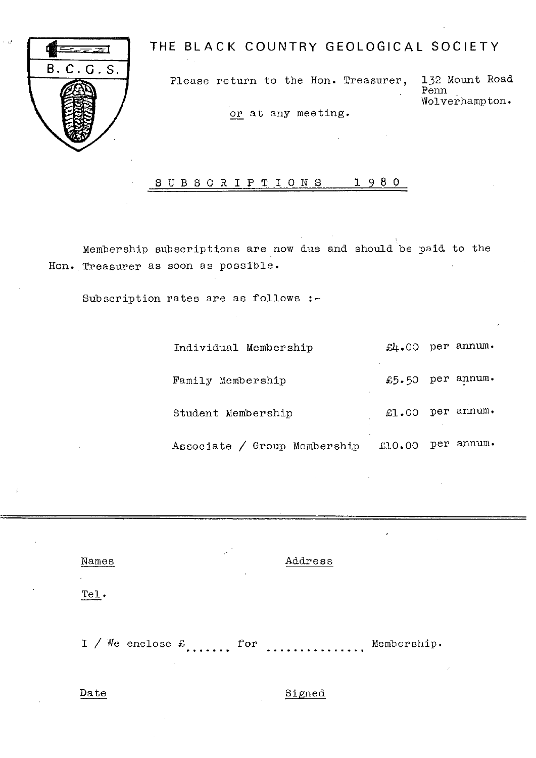B.C.G.S.

# THE BLACK COUNTRY GEOLOGICAL SOCIETY

Please return to the Hon. Treasurer, 132 Mount Road
Penn
Wolverhampton.

or at any meeting.

## SUBSCRIPTIONS 1980

Membership subscriptions are now due and should be paid to the Hon. Treasurer as soon as possible.

Subscription rates are as follows :-

| | |
|---|---|
| Individual Membership | £4.00 per annum. |
| Family Membership | £5.50 per annum. |
| Student Membership | £1.00 per annum. |
| Associate / Group Membership | £10.00 per annum. |

---

Names                Address

Tel.

I / We enclose £...... for .............. Membership.

Date                Signed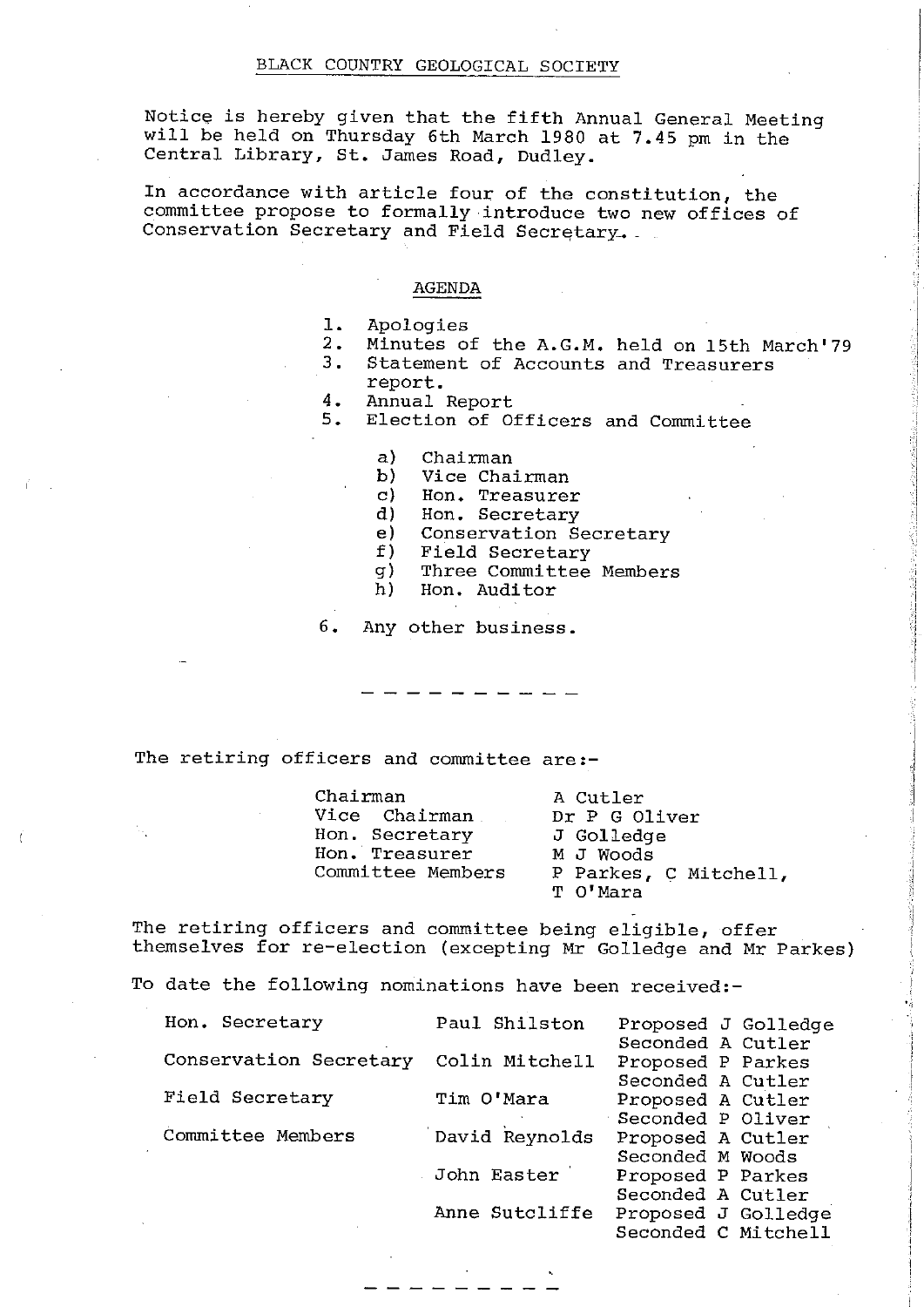# BLACK COUNTRY GEOLOGICAL SOCIETY

Notice is hereby given that the fifth Annual General Meeting will be held on Thursday 6th March 1980 at 7.45 pm in the Central Library, St. James Road, Dudley.

In accordance with article four of the constitution, the committee propose to formally introduce two new offices of Conservation Secretary and Field Secretary.

## AGENDA

1. Apologies
2. Minutes of the A.G.M. held on 15th March'79
3. Statement of Accounts and Treasurers report.
4. Annual Report
5. Election of Officers and Committee
   - a) Chairman
   - b) Vice Chairman
   - c) Hon. Treasurer
   - d) Hon. Secretary
   - e) Conservation Secretary
   - f) Field Secretary
   - g) Three Committee Members
   - h) Hon. Auditor
6. Any other business.

---

The retiring officers and committee are:-

| | |
|---|---|
| Chairman | A Cutler |
| Vice Chairman | Dr P G Oliver |
| Hon. Secretary | J Golledge |
| Hon. Treasurer | M J Woods |
| Committee Members | P Parkes, C Mitchell, T O'Mara |

The retiring officers and committee being eligible, offer themselves for re-election (excepting Mr Golledge and Mr Parkes)

To date the following nominations have been received:-

| Office | Nominee | Proposed / Seconded |
|---|---|---|
| Hon. Secretary | Paul Shilston | Proposed J Golledge<br>Seconded A Cutler |
| Conservation Secretary | Colin Mitchell | Proposed P Parkes<br>Seconded A Cutler |
| Field Secretary | Tim O'Mara | Proposed A Cutler<br>Seconded P Oliver |
| Committee Members | David Reynolds | Proposed A Cutler<br>Seconded M Woods |
| | John Easter | Proposed P Parkes<br>Seconded A Cutler |
| | Anne Sutcliffe | Proposed J Golledge<br>Seconded C Mitchell |

---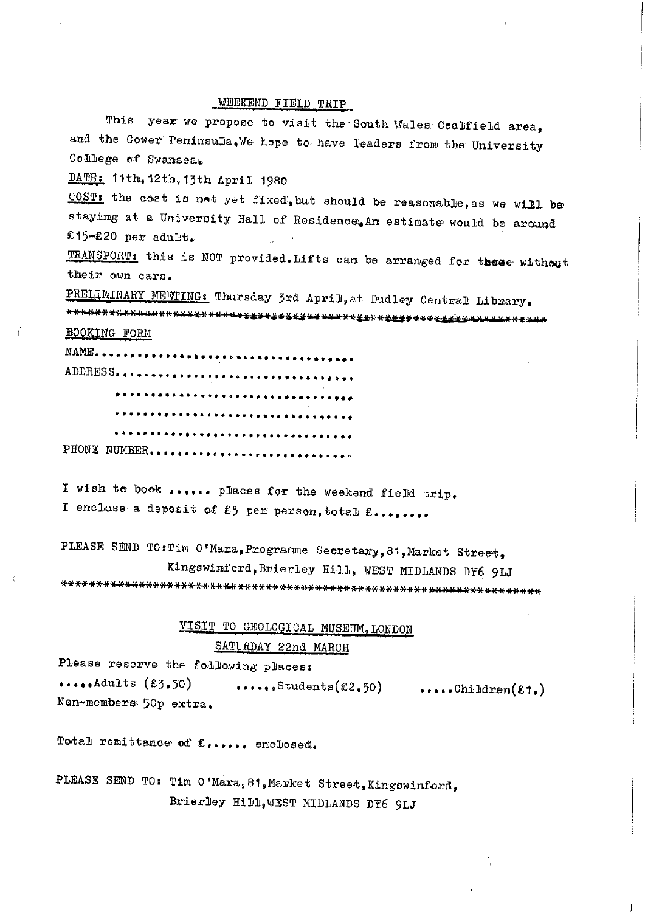## WEEKEND FIELD TRIP

This year we propose to visit the South Wales Coalfield area, and the Gower Peninsula. We hope to have leaders from the University College of Swansea.

DATE: 11th, 12th, 13th April 1980

COST: the cost is not yet fixed, but should be reasonable, as we will be staying at a University Hall of Residence. An estimate would be around £15-£20 per adult.

TRANSPORT: this is NOT provided. Lifts can be arranged for those without their own cars.

PRELIMINARY MEETING: Thursday 3rd April, at Dudley Central Library.

**********************************************************************

BOOKING FORM

NAME..................................

ADDRESS...............................

.................................

.................................

.................................

PHONE NUMBER..............................

I wish to book ...... places for the weekend field trip.

I enclose a deposit of £5 per person, total £........

PLEASE SEND TO: Tim O'Mara, Programme Secretary, 81, Market Street, Kingswinford, Brierley Hill, WEST MIDLANDS DY6 9LJ

**********************************************************************

## VISIT TO GEOLOGICAL MUSEUM, LONDON

SATURDAY 22nd MARCH

Please reserve the following places:

.....Adults (£3.50) ......Students (£2.50) .....Children (£1.)

Non-members 50p extra.

Total remittance of £...... enclosed.

PLEASE SEND TO: Tim O'Mara, 81, Market Street, Kingswinford, Brierley Hill, WEST MIDLANDS DY6 9LJ